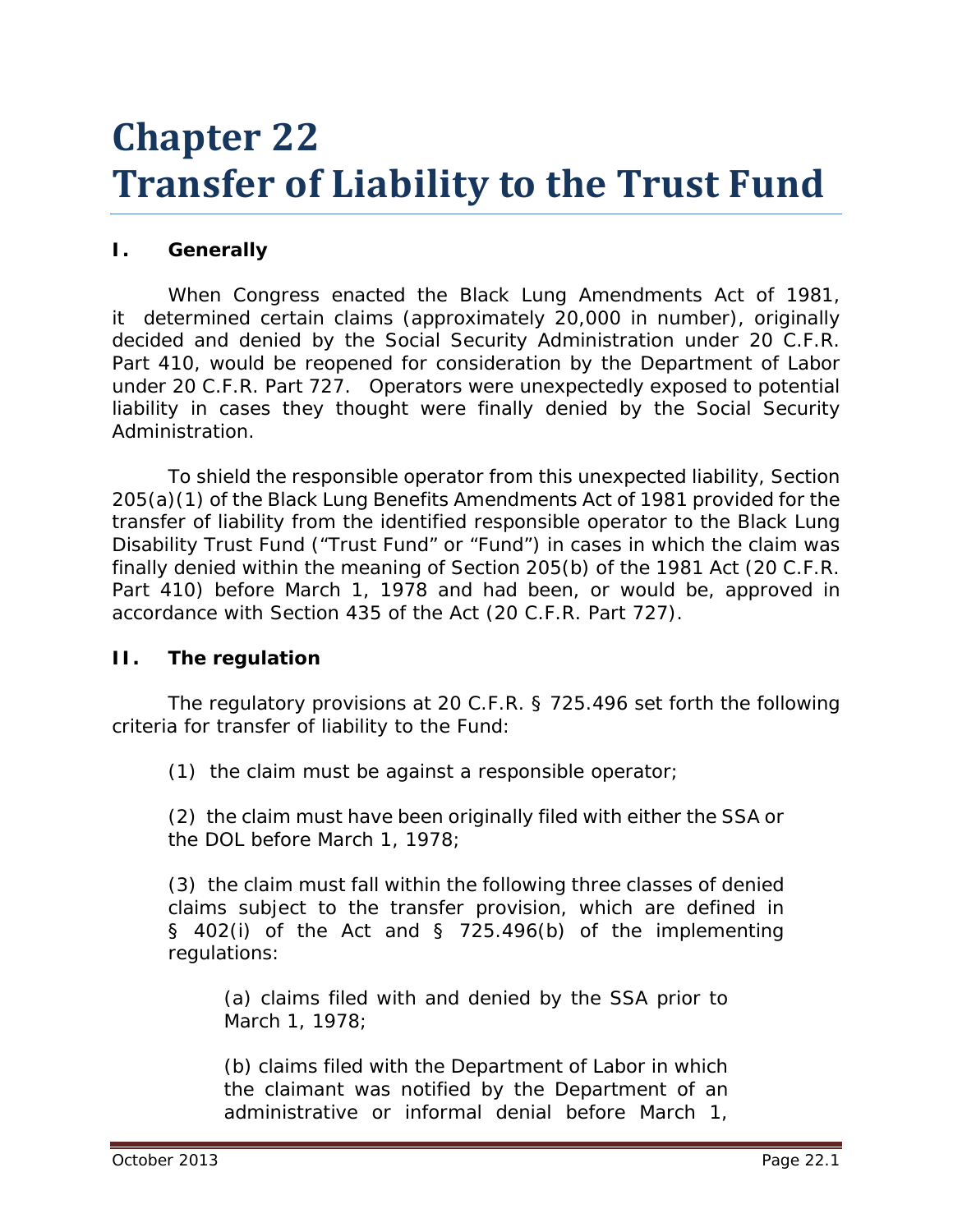# Chapter 22
# Transfer of Liability to the Trust Fund

## I. Generally

When Congress enacted the Black Lung Amendments Act of 1981, it determined certain claims (approximately 20,000 in number), originally decided and denied by the Social Security Administration under 20 C.F.R. Part 410, would be reopened for consideration by the Department of Labor under 20 C.F.R. Part 727. Operators were unexpectedly exposed to potential liability in cases they thought were finally denied by the Social Security Administration.

To shield the responsible operator from this unexpected liability, Section 205(a)(1) of the Black Lung Benefits Amendments Act of 1981 provided for the transfer of liability from the identified responsible operator to the Black Lung Disability Trust Fund ("Trust Fund" or "Fund") in cases in which the claim was finally denied within the meaning of Section 205(b) of the 1981 Act (20 C.F.R. Part 410) before March 1, 1978 and had been, or would be, approved in accordance with Section 435 of the Act (20 C.F.R. Part 727).

## II. The regulation

The regulatory provisions at 20 C.F.R. § 725.496 set forth the following criteria for transfer of liability to the Fund:

> (1) the claim must be against a responsible operator;
>
> (2) the claim must have been originally filed with either the SSA or the DOL before March 1, 1978;
>
> (3) the claim must fall within the following three classes of denied claims subject to the transfer provision, which are defined in § 402(i) of the Act and § 725.496(b) of the implementing regulations:
>
> > (a) claims filed with and denied by the SSA prior to March 1, 1978;
> >
> > (b) claims filed with the Department of Labor in which the claimant was notified by the Department of an administrative or informal denial before March 1,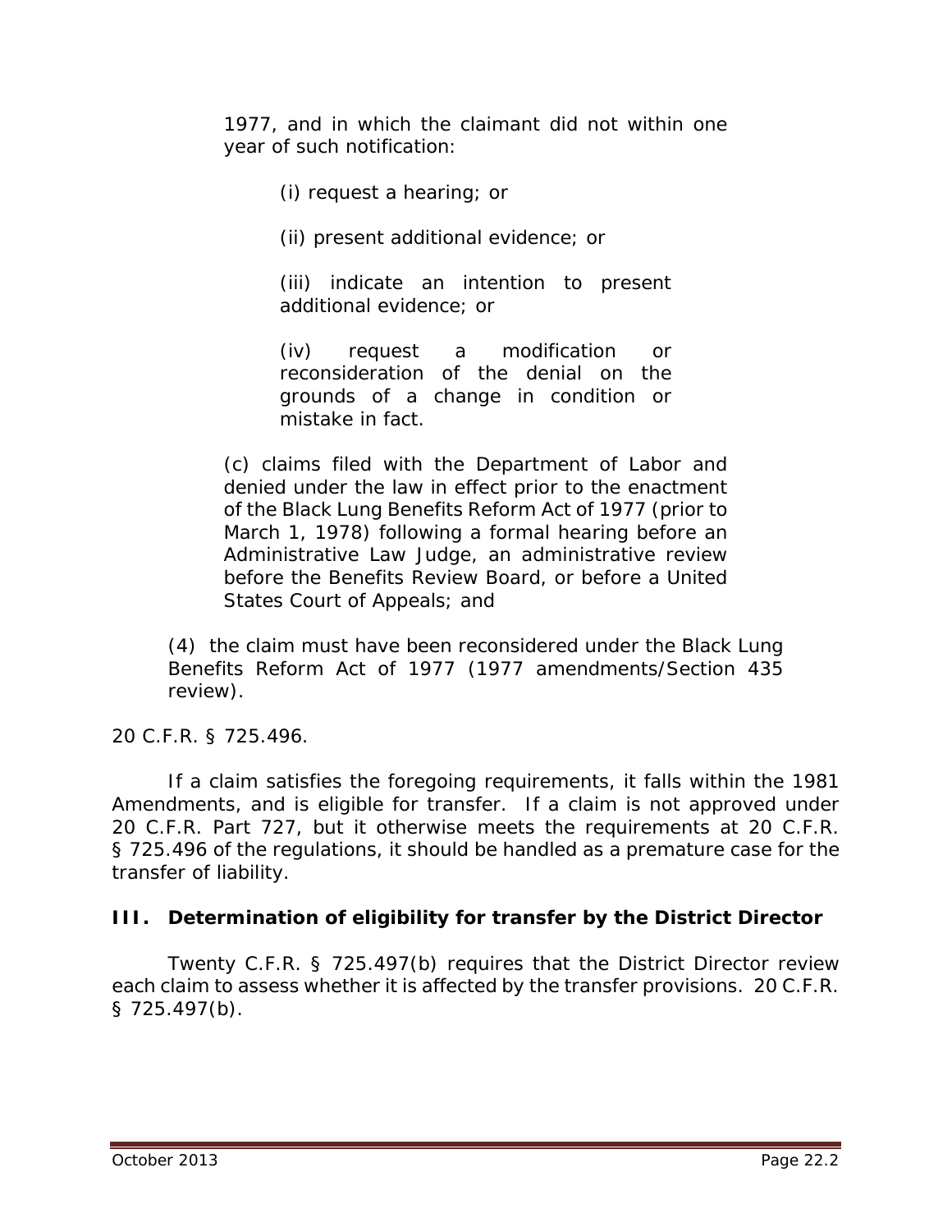1977, and in which the claimant did not within one year of such notification:

> (i) request a hearing; or
>
> (ii) present additional evidence; or
>
> (iii) indicate an intention to present additional evidence; or
>
> (iv) request a modification or reconsideration of the denial on the grounds of a change in condition or mistake in fact.

(c) claims filed with the Department of Labor and denied under the law in effect prior to the enactment of the Black Lung Benefits Reform Act of 1977 (prior to March 1, 1978) following a formal hearing before an Administrative Law Judge, an administrative review before the Benefits Review Board, or before a United States Court of Appeals; and

(4) the claim must have been reconsidered under the Black Lung Benefits Reform Act of 1977 (1977 amendments/Section 435 review).

20 C.F.R. § 725.496.

If a claim satisfies the foregoing requirements, it falls within the 1981 Amendments, and is eligible for transfer. If a claim is not approved under 20 C.F.R. Part 727, but it otherwise meets the requirements at 20 C.F.R. § 725.496 of the regulations, it should be handled as a premature case for the transfer of liability.

## III. Determination of eligibility for transfer by the District Director

Twenty C.F.R. § 725.497(b) requires that the District Director review each claim to assess whether it is affected by the transfer provisions. 20 C.F.R. § 725.497(b).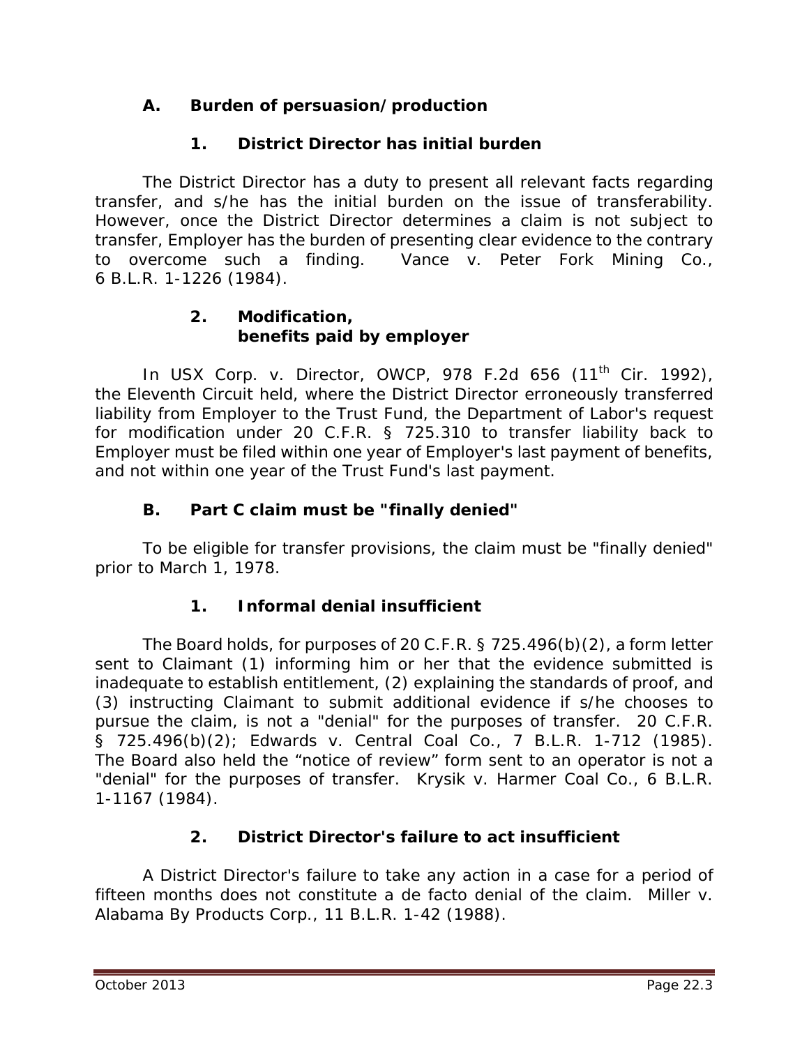## A. Burden of persuasion/production

### 1. District Director has initial burden

The District Director has a duty to present all relevant facts regarding transfer, and s/he has the initial burden on the issue of transferability. However, once the District Director determines a claim is not subject to transfer, Employer has the burden of presenting clear evidence to the contrary to overcome such a finding. *Vance v. Peter Fork Mining Co.*, 6 B.L.R. 1-1226 (1984).

### 2. Modification, benefits paid by employer

In *USX Corp. v. Director, OWCP*, 978 F.2d 656 (11th Cir. 1992), the Eleventh Circuit held, where the District Director erroneously transferred liability from Employer to the Trust Fund, the Department of Labor's request for modification under 20 C.F.R. § 725.310 to transfer liability back to Employer must be filed within one year of Employer's last payment of benefits, and not within one year of the Trust Fund's last payment.

## B. Part C claim must be "finally denied"

To be eligible for transfer provisions, the claim must be "finally denied" prior to March 1, 1978.

### 1. Informal denial insufficient

The Board holds, for purposes of 20 C.F.R. § 725.496(b)(2), a form letter sent to Claimant (1) informing him or her that the evidence submitted is inadequate to establish entitlement, (2) explaining the standards of proof, and (3) instructing Claimant to submit additional evidence if s/he chooses to pursue the claim, is not a "denial" for the purposes of transfer. 20 C.F.R. § 725.496(b)(2); *Edwards v. Central Coal Co.*, 7 B.L.R. 1-712 (1985). The Board also held the "notice of review" form sent to an operator is not a "denial" for the purposes of transfer. *Krysik v. Harmer Coal Co.*, 6 B.L.R. 1-1167 (1984).

### 2. District Director's failure to act insufficient

A District Director's failure to take any action in a case for a period of fifteen months does not constitute a de facto denial of the claim. *Miller v. Alabama By Products Corp.*, 11 B.L.R. 1-42 (1988).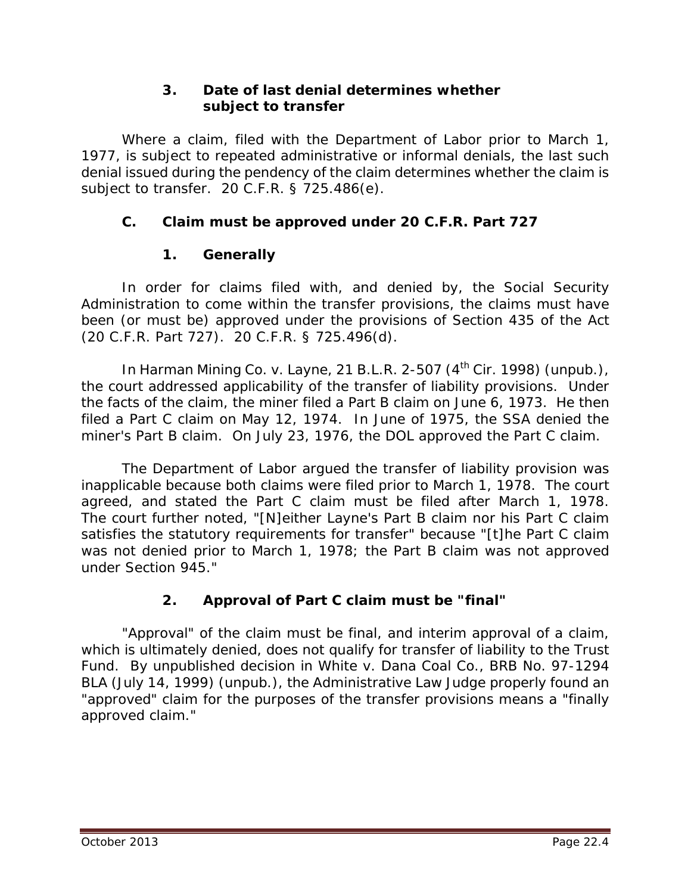### 3. Date of last denial determines whether subject to transfer

Where a claim, filed with the Department of Labor prior to March 1, 1977, is subject to repeated administrative or informal denials, the last such denial issued during the pendency of the claim determines whether the claim is subject to transfer. 20 C.F.R. § 725.486(e).

## C. Claim must be approved under 20 C.F.R. Part 727

### 1. Generally

In order for claims filed with, and denied by, the Social Security Administration to come within the transfer provisions, the claims must have been (or must be) approved under the provisions of Section 435 of the Act (20 C.F.R. Part 727). 20 C.F.R. § 725.496(d).

In *Harman Mining Co. v. Layne*, 21 B.L.R. 2-507 (4th Cir. 1998) (unpub.), the court addressed applicability of the transfer of liability provisions. Under the facts of the claim, the miner filed a Part B claim on June 6, 1973. He then filed a Part C claim on May 12, 1974. In June of 1975, the SSA denied the miner's Part B claim. On July 23, 1976, the DOL approved the Part C claim.

The Department of Labor argued the transfer of liability provision was inapplicable because both claims were filed prior to March 1, 1978. The court agreed, and stated the Part C claim must be filed after March 1, 1978. The court further noted, "[N]either Layne's Part B claim nor his Part C claim satisfies the statutory requirements for transfer" because "[t]he Part C claim was not denied prior to March 1, 1978; the Part B claim was not approved under Section 945."

### 2. Approval of Part C claim must be "final"

"Approval" of the claim must be final, and interim approval of a claim, which is ultimately denied, does not qualify for transfer of liability to the Trust Fund. By unpublished decision in *White v. Dana Coal Co.*, BRB No. 97-1294 BLA (July 14, 1999) (unpub.), the Administrative Law Judge properly found an "approved" claim for the purposes of the transfer provisions means a "finally approved claim."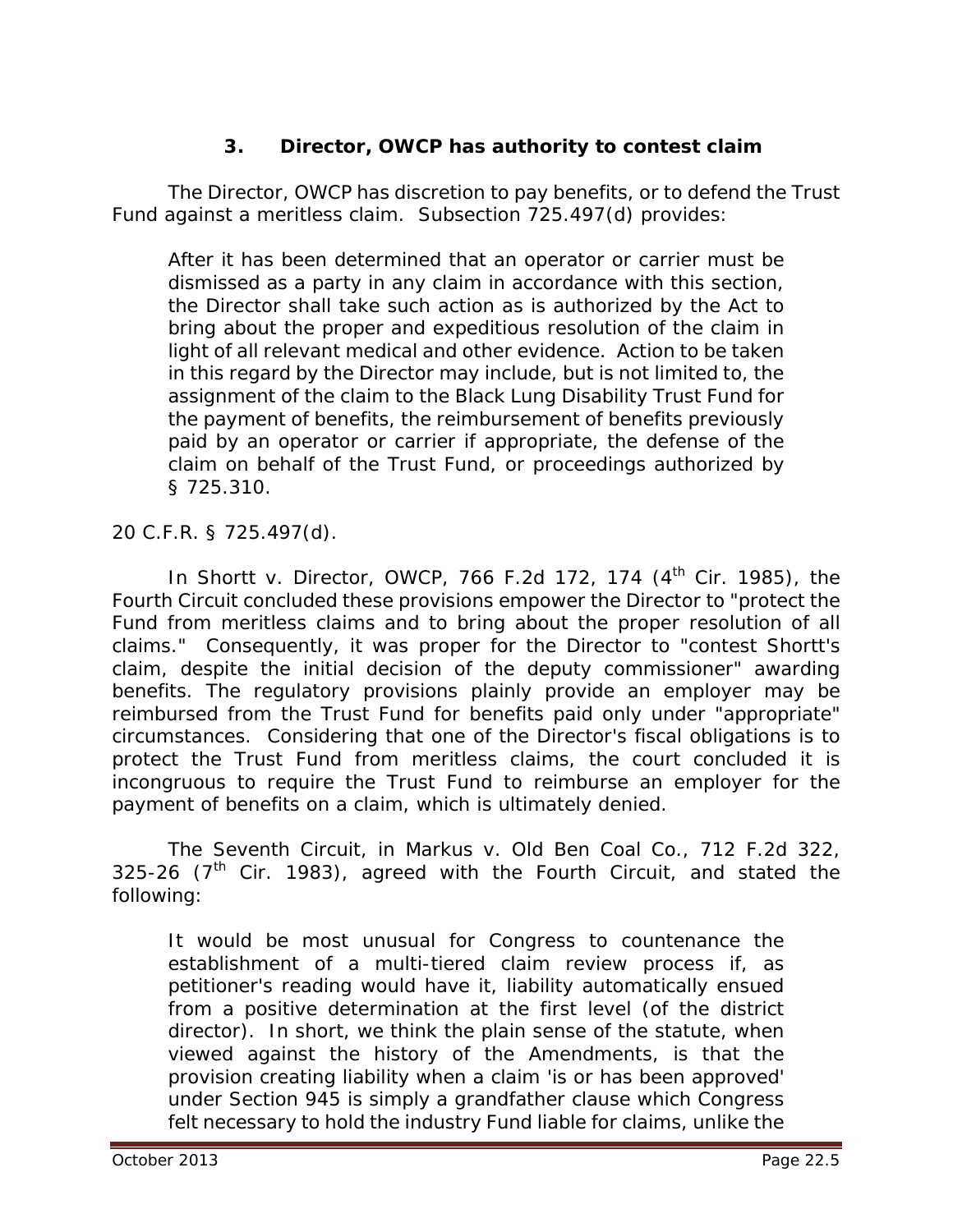### 3. Director, OWCP has authority to contest claim

The Director, OWCP has discretion to pay benefits, or to defend the Trust Fund against a meritless claim. Subsection 725.497(d) provides:

> After it has been determined that an operator or carrier must be dismissed as a party in any claim in accordance with this section, the Director shall take such action as is authorized by the Act to bring about the proper and expeditious resolution of the claim in light of all relevant medical and other evidence. Action to be taken in this regard by the Director may include, but is not limited to, the assignment of the claim to the Black Lung Disability Trust Fund for the payment of benefits, the reimbursement of benefits previously paid by an operator or carrier if appropriate, the defense of the claim on behalf of the Trust Fund, or proceedings authorized by § 725.310.

20 C.F.R. § 725.497(d).

In *Shortt v. Director, OWCP*, 766 F.2d 172, 174 (4th Cir. 1985), the Fourth Circuit concluded these provisions empower the Director to "protect the Fund from meritless claims and to bring about the proper resolution of all claims." Consequently, it was proper for the Director to "contest Shortt's claim, despite the initial decision of the deputy commissioner" awarding benefits. The regulatory provisions plainly provide an employer may be reimbursed from the Trust Fund for benefits paid only under "appropriate" circumstances. Considering that one of the Director's fiscal obligations is to protect the Trust Fund from meritless claims, the court concluded it is incongruous to require the Trust Fund to reimburse an employer for the payment of benefits on a claim, which is ultimately denied.

The Seventh Circuit, in *Markus v. Old Ben Coal Co.*, 712 F.2d 322, 325-26 (7th Cir. 1983), agreed with the Fourth Circuit, and stated the following:

> It would be most unusual for Congress to countenance the establishment of a multi-tiered claim review process if, as petitioner's reading would have it, liability automatically ensued from a positive determination at the first level (of the district director). In short, we think the plain sense of the statute, when viewed against the history of the Amendments, is that the provision creating liability when a claim 'is or has been approved' under Section 945 is simply a grandfather clause which Congress felt necessary to hold the industry Fund liable for claims, unlike the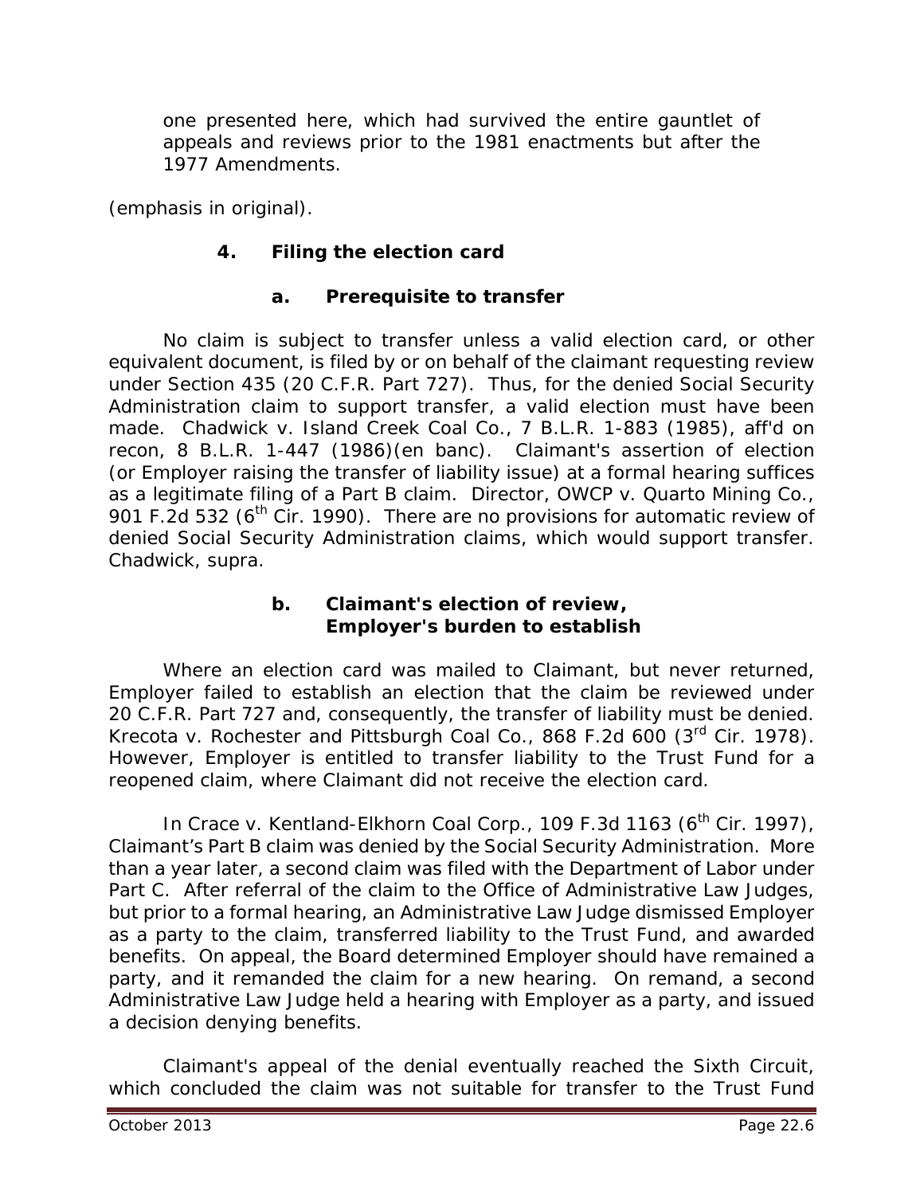one presented here, which had survived the entire gauntlet of appeals and reviews prior to the 1981 enactments but after the 1977 Amendments.

(emphasis in original).

### 4. Filing the election card

#### a. Prerequisite to transfer

No claim is subject to transfer unless a valid election card, or other equivalent document, is filed by or on behalf of the claimant requesting review under Section 435 (20 C.F.R. Part 727). Thus, for the denied Social Security Administration claim to support transfer, a valid election must have been made. *Chadwick v. Island Creek Coal Co.*, 7 B.L.R. 1-883 (1985), *aff'd on recon*, 8 B.L.R. 1-447 (1986)(en banc). Claimant's assertion of election (or Employer raising the transfer of liability issue) at a formal hearing suffices as a legitimate filing of a Part B claim. *Director, OWCP v. Quarto Mining Co.*, 901 F.2d 532 (6th Cir. 1990). There are no provisions for automatic review of denied Social Security Administration claims, which would support transfer. *Chadwick, supra*.

#### b. Claimant's election of review, Employer's burden to establish

Where an election card was mailed to Claimant, but never returned, Employer failed to establish an election that the claim be reviewed under 20 C.F.R. Part 727 and, consequently, the transfer of liability must be denied. *Krecota v. Rochester and Pittsburgh Coal Co.*, 868 F.2d 600 (3rd Cir. 1978). However, Employer is entitled to transfer liability to the Trust Fund for a reopened claim, where Claimant did not receive the election card.

In *Crace v. Kentland-Elkhorn Coal Corp.*, 109 F.3d 1163 (6th Cir. 1997), Claimant's Part B claim was denied by the Social Security Administration. More than a year later, a second claim was filed with the Department of Labor under Part C. After referral of the claim to the Office of Administrative Law Judges, but prior to a formal hearing, an Administrative Law Judge dismissed Employer as a party to the claim, transferred liability to the Trust Fund, and awarded benefits. On appeal, the Board determined Employer should have remained a party, and it remanded the claim for a new hearing. On remand, a second Administrative Law Judge held a hearing with Employer as a party, and issued a decision denying benefits.

Claimant's appeal of the denial eventually reached the Sixth Circuit, which concluded the claim was not suitable for transfer to the Trust Fund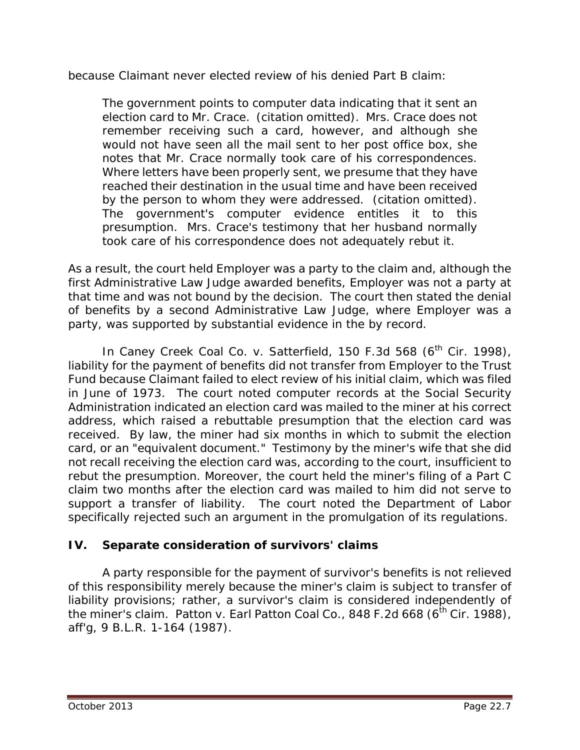because Claimant never elected review of his denied Part B claim:

> The government points to computer data indicating that it sent an election card to Mr. Crace. (citation omitted). Mrs. Crace does not remember receiving such a card, however, and although she would not have seen all the mail sent to her post office box, she notes that Mr. Crace normally took care of his correspondences. Where letters have been properly sent, we presume that they have reached their destination in the usual time and have been received by the person to whom they were addressed. (citation omitted). The government's computer evidence entitles it to this presumption. Mrs. Crace's testimony that her husband normally took care of his correspondence does not adequately rebut it.

As a result, the court held Employer was a party to the claim and, although the first Administrative Law Judge awarded benefits, Employer was not a party at that time and was not bound by the decision. The court then stated the denial of benefits by a second Administrative Law Judge, where Employer was a party, was supported by substantial evidence in the by record.

In *Caney Creek Coal Co. v. Satterfield*, 150 F.3d 568 (6th Cir. 1998), liability for the payment of benefits did not transfer from Employer to the Trust Fund because Claimant failed to elect review of his initial claim, which was filed in June of 1973. The court noted computer records at the Social Security Administration indicated an election card was mailed to the miner at his correct address, which raised a rebuttable presumption that the election card was received. By law, the miner had six months in which to submit the election card, or an "equivalent document." Testimony by the miner's wife that she did not recall receiving the election card was, according to the court, insufficient to rebut the presumption. Moreover, the court held the miner's filing of a Part C claim two months after the election card was mailed to him did not serve to support a transfer of liability. The court noted the Department of Labor specifically rejected such an argument in the promulgation of its regulations.

## IV. Separate consideration of survivors' claims

A party responsible for the payment of survivor's benefits is not relieved of this responsibility merely because the miner's claim is subject to transfer of liability provisions; rather, a survivor's claim is considered independently of the miner's claim. *Patton v. Earl Patton Coal Co.*, 848 F.2d 668 (6th Cir. 1988), *aff'g*, 9 B.L.R. 1-164 (1987).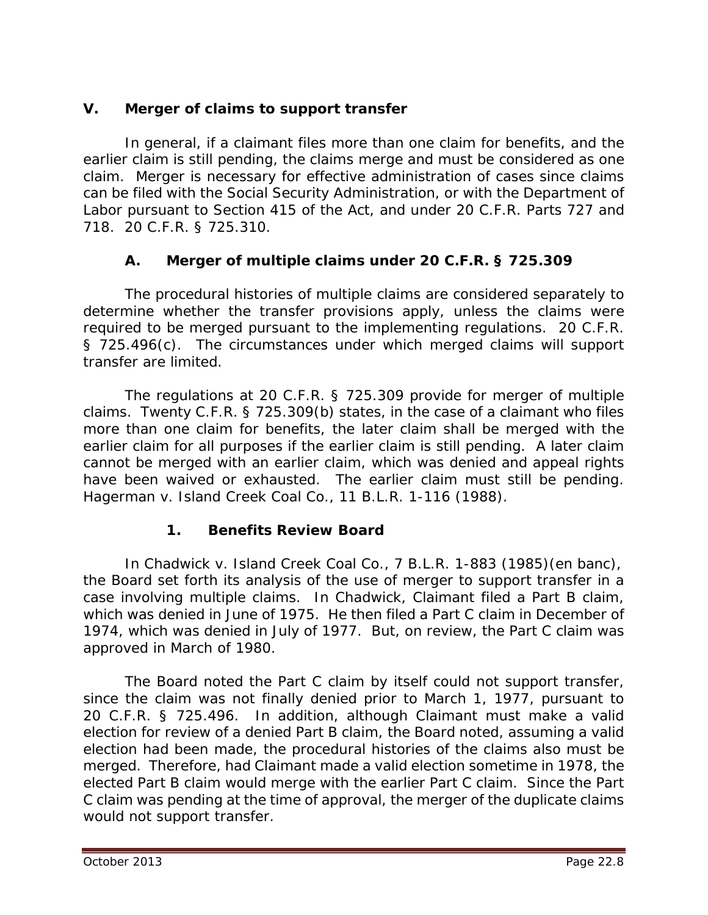## V. Merger of claims to support transfer

In general, if a claimant files more than one claim for benefits, and the earlier claim is still pending, the claims merge and must be considered as one claim. Merger is necessary for effective administration of cases since claims can be filed with the Social Security Administration, or with the Department of Labor pursuant to Section 415 of the Act, and under 20 C.F.R. Parts 727 and 718. 20 C.F.R. § 725.310.

### A. Merger of multiple claims under 20 C.F.R. § 725.309

The procedural histories of multiple claims are considered separately to determine whether the transfer provisions apply, unless the claims were required to be merged pursuant to the implementing regulations. 20 C.F.R. § 725.496(c). The circumstances under which merged claims will support transfer are limited.

The regulations at 20 C.F.R. § 725.309 provide for merger of multiple claims. Twenty C.F.R. § 725.309(b) states, in the case of a claimant who files more than one claim for benefits, the later claim shall be merged with the earlier claim for all purposes if the earlier claim is still pending. A later claim cannot be merged with an earlier claim, which was denied and appeal rights have been waived or exhausted. The earlier claim must still be pending. *Hagerman v. Island Creek Coal Co.*, 11 B.L.R. 1-116 (1988).

#### 1. Benefits Review Board

In *Chadwick v. Island Creek Coal Co.*, 7 B.L.R. 1-883 (1985)(en banc), the Board set forth its analysis of the use of merger to support transfer in a case involving multiple claims. In *Chadwick*, Claimant filed a Part B claim, which was denied in June of 1975. He then filed a Part C claim in December of 1974, which was denied in July of 1977. But, on review, the Part C claim was approved in March of 1980.

The Board noted the Part C claim by itself could not support transfer, since the claim was not finally denied prior to March 1, 1977, pursuant to 20 C.F.R. § 725.496. In addition, although Claimant must make a valid election for review of a denied Part B claim, the Board noted, assuming a valid election had been made, the procedural histories of the claims also must be merged. Therefore, had Claimant made a valid election sometime in 1978, the elected Part B claim would merge with the earlier Part C claim. Since the Part C claim was pending at the time of approval, the merger of the duplicate claims would not support transfer.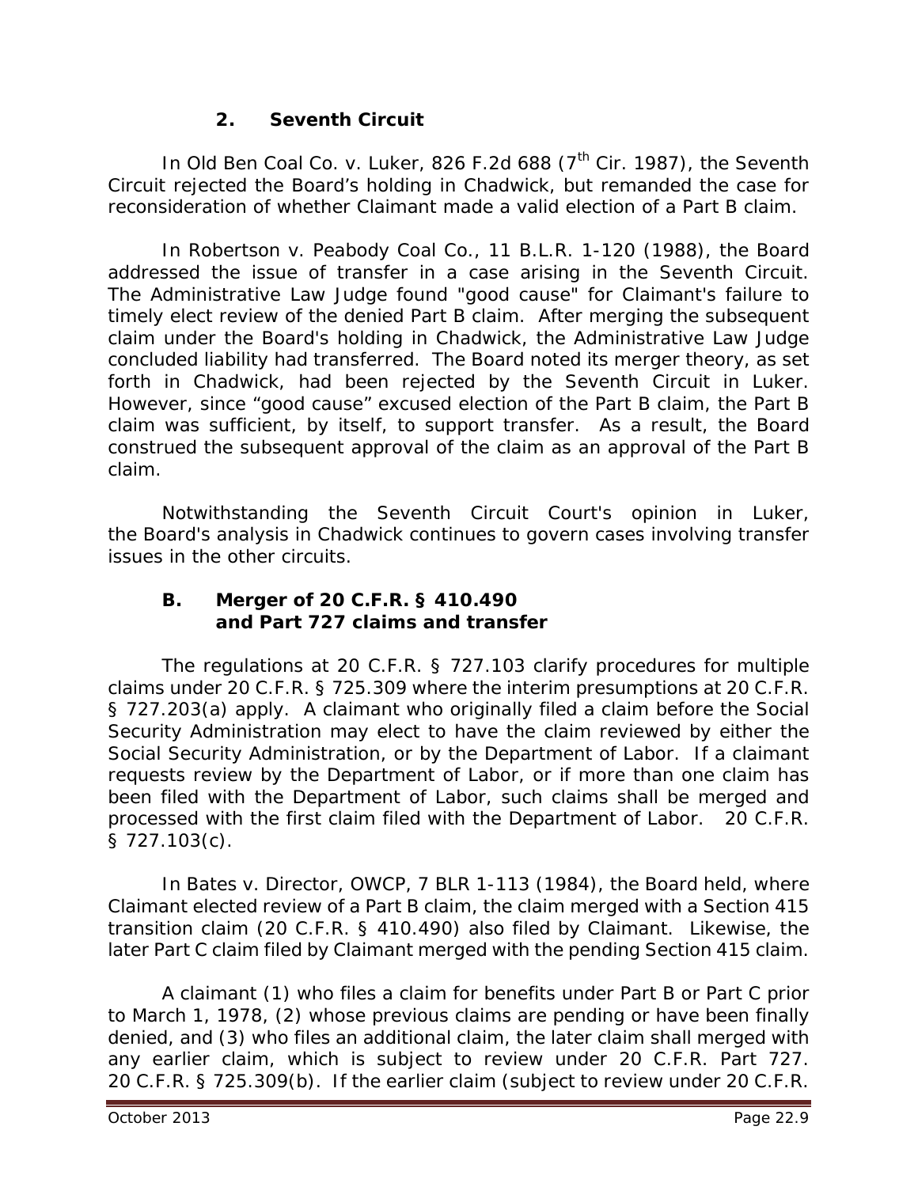### 2. Seventh Circuit

In Old Ben Coal Co. v. Luker, 826 F.2d 688 (7th Cir. 1987), the Seventh Circuit rejected the Board's holding in Chadwick, but remanded the case for reconsideration of whether Claimant made a valid election of a Part B claim.

In Robertson v. Peabody Coal Co., 11 B.L.R. 1-120 (1988), the Board addressed the issue of transfer in a case arising in the Seventh Circuit. The Administrative Law Judge found "good cause" for Claimant's failure to timely elect review of the denied Part B claim. After merging the subsequent claim under the Board's holding in Chadwick, the Administrative Law Judge concluded liability had transferred. The Board noted its merger theory, as set forth in Chadwick, had been rejected by the Seventh Circuit in Luker. However, since "good cause" excused election of the Part B claim, the Part B claim was sufficient, by itself, to support transfer. As a result, the Board construed the subsequent approval of the claim as an approval of the Part B claim.

Notwithstanding the Seventh Circuit Court's opinion in Luker, the Board's analysis in Chadwick continues to govern cases involving transfer issues in the other circuits.

## B. Merger of 20 C.F.R. § 410.490 and Part 727 claims and transfer

The regulations at 20 C.F.R. § 727.103 clarify procedures for multiple claims under 20 C.F.R. § 725.309 where the interim presumptions at 20 C.F.R. § 727.203(a) apply. A claimant who originally filed a claim before the Social Security Administration may elect to have the claim reviewed by either the Social Security Administration, or by the Department of Labor. If a claimant requests review by the Department of Labor, or if more than one claim has been filed with the Department of Labor, such claims shall be merged and processed with the first claim filed with the Department of Labor. 20 C.F.R. § 727.103(c).

In Bates v. Director, OWCP, 7 BLR 1-113 (1984), the Board held, where Claimant elected review of a Part B claim, the claim merged with a Section 415 transition claim (20 C.F.R. § 410.490) also filed by Claimant. Likewise, the later Part C claim filed by Claimant merged with the pending Section 415 claim.

A claimant (1) who files a claim for benefits under Part B or Part C prior to March 1, 1978, (2) whose previous claims are pending or have been finally denied, and (3) who files an additional claim, the later claim shall merged with any earlier claim, which is subject to review under 20 C.F.R. Part 727. 20 C.F.R. § 725.309(b). If the earlier claim (subject to review under 20 C.F.R.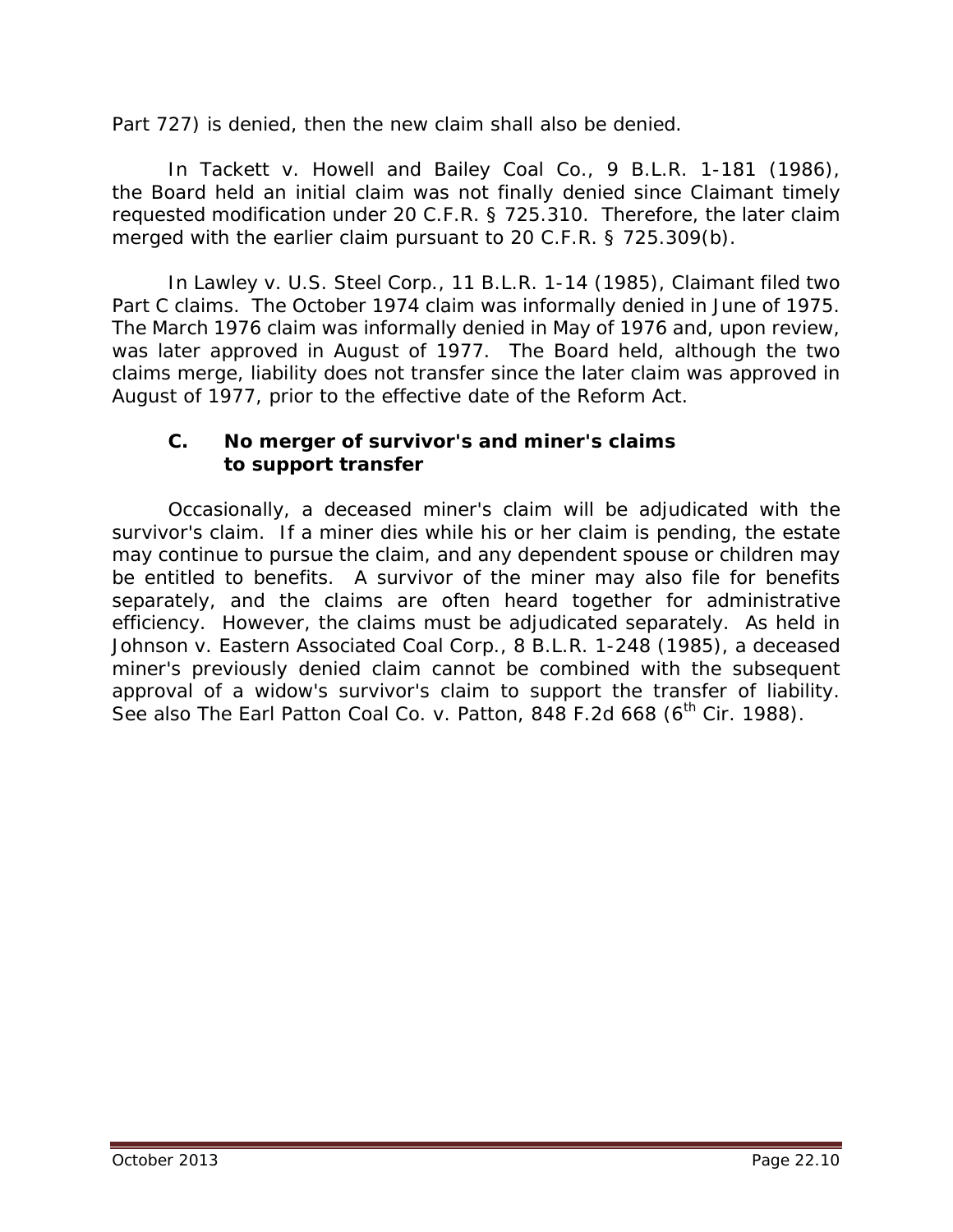Part 727) is denied, then the new claim shall also be denied.

In Tackett v. Howell and Bailey Coal Co., 9 B.L.R. 1-181 (1986), the Board held an initial claim was not finally denied since Claimant timely requested modification under 20 C.F.R. § 725.310. Therefore, the later claim merged with the earlier claim pursuant to 20 C.F.R. § 725.309(b).

In Lawley v. U.S. Steel Corp., 11 B.L.R. 1-14 (1985), Claimant filed two Part C claims. The October 1974 claim was informally denied in June of 1975. The March 1976 claim was informally denied in May of 1976 and, upon review, was later approved in August of 1977. The Board held, although the two claims merge, liability does not transfer since the later claim was approved in August of 1977, prior to the effective date of the Reform Act.

### C. No merger of survivor's and miner's claims to support transfer

Occasionally, a deceased miner's claim will be adjudicated with the survivor's claim. If a miner dies while his or her claim is pending, the estate may continue to pursue the claim, and any dependent spouse or children may be entitled to benefits. A survivor of the miner may also file for benefits separately, and the claims are often heard together for administrative efficiency. However, the claims must be adjudicated separately. As held in Johnson v. Eastern Associated Coal Corp., 8 B.L.R. 1-248 (1985), a deceased miner's previously denied claim cannot be combined with the subsequent approval of a widow's survivor's claim to support the transfer of liability. See also The Earl Patton Coal Co. v. Patton, 848 F.2d 668 (6th Cir. 1988).